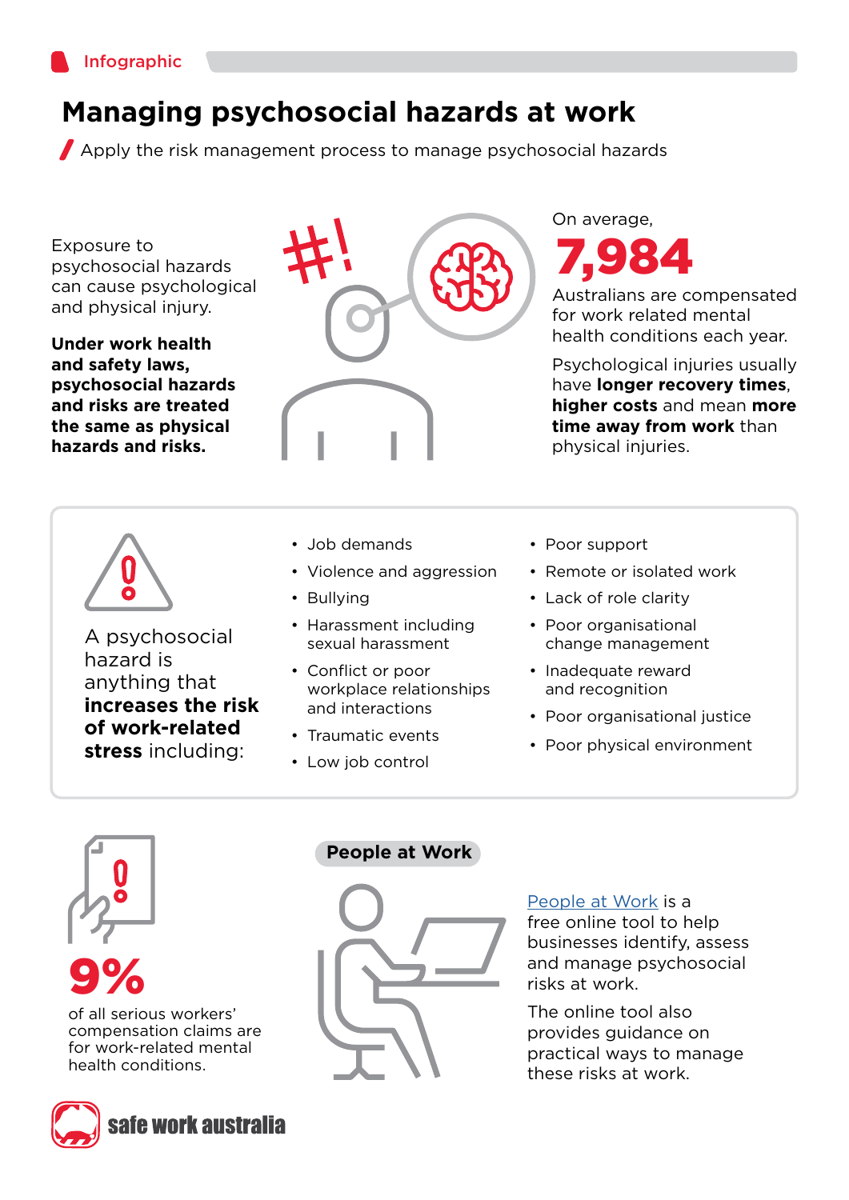Infographic

# Managing psychosocial hazards at work

Apply the risk management process to manage psychosocial hazards

Exposure to psychosocial hazards can cause psychological and physical injury.

**Under work health and safety laws, psychosocial hazards and risks are treated the same as physical hazards and risks.**

On average,

**7,984**

Australians are compensated for work related mental health conditions each year.

Psychological injuries usually have **longer recovery times**, **higher costs** and mean **more time away from work** than physical injuries.

A psychosocial hazard is anything that **increases the risk of work-related stress** including:

- Job demands
- Violence and aggression
- Bullying
- Harassment including sexual harassment
- Conflict or poor workplace relationships and interactions
- Traumatic events
- Low job control
- Poor support
- Remote or isolated work
- Lack of role clarity
- Poor organisational change management
- Inadequate reward and recognition
- Poor organisational justice
- Poor physical environment

**9%**

of all serious workers' compensation claims are for work-related mental health conditions.

## People at Work

People at Work is a free online tool to help businesses identify, assess and manage psychosocial risks at work.

The online tool also provides guidance on practical ways to manage these risks at work.

safe work australia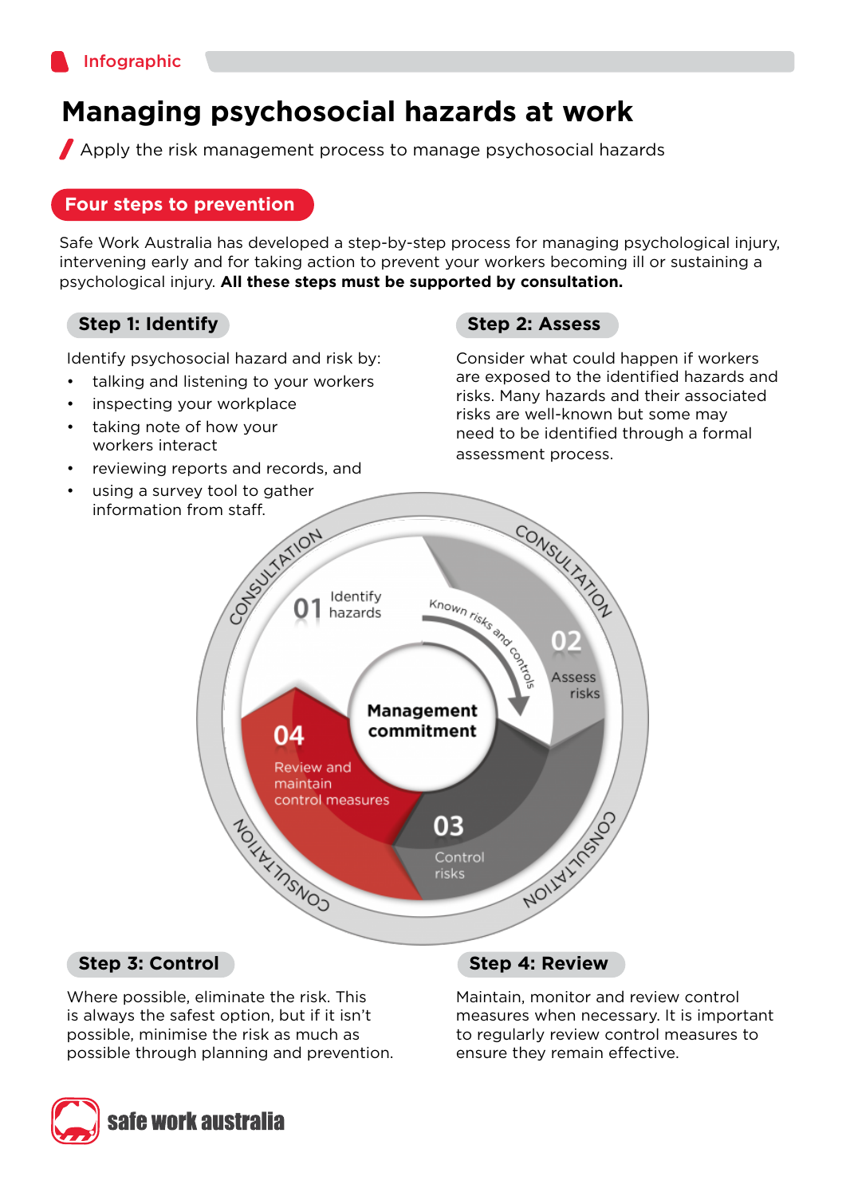Infographic

# Managing psychosocial hazards at work

Apply the risk management process to manage psychosocial hazards

## Four steps to prevention

Safe Work Australia has developed a step-by-step process for managing psychological injury, intervening early and for taking action to prevent your workers becoming ill or sustaining a psychological injury. **All these steps must be supported by consultation.**

### Step 1: Identify

Identify psychosocial hazard and risk by:

- talking and listening to your workers
- inspecting your workplace
- taking note of how your workers interact
- reviewing reports and records, and
- using a survey tool to gather information from staff.

### Step 2: Assess

Consider what could happen if workers are exposed to the identified hazards and risks. Many hazards and their associated risks are well-known but some may need to be identified through a formal assessment process.

CONSULTATION

01 Identify hazards

Known risks and controls

02 Assess risks

Management commitment

03 Control risks

04 Review and maintain control measures

### Step 3: Control

Where possible, eliminate the risk. This is always the safest option, but if it isn't possible, minimise the risk as much as possible through planning and prevention.

### Step 4: Review

Maintain, monitor and review control measures when necessary. It is important to regularly review control measures to ensure they remain effective.

safe work australia